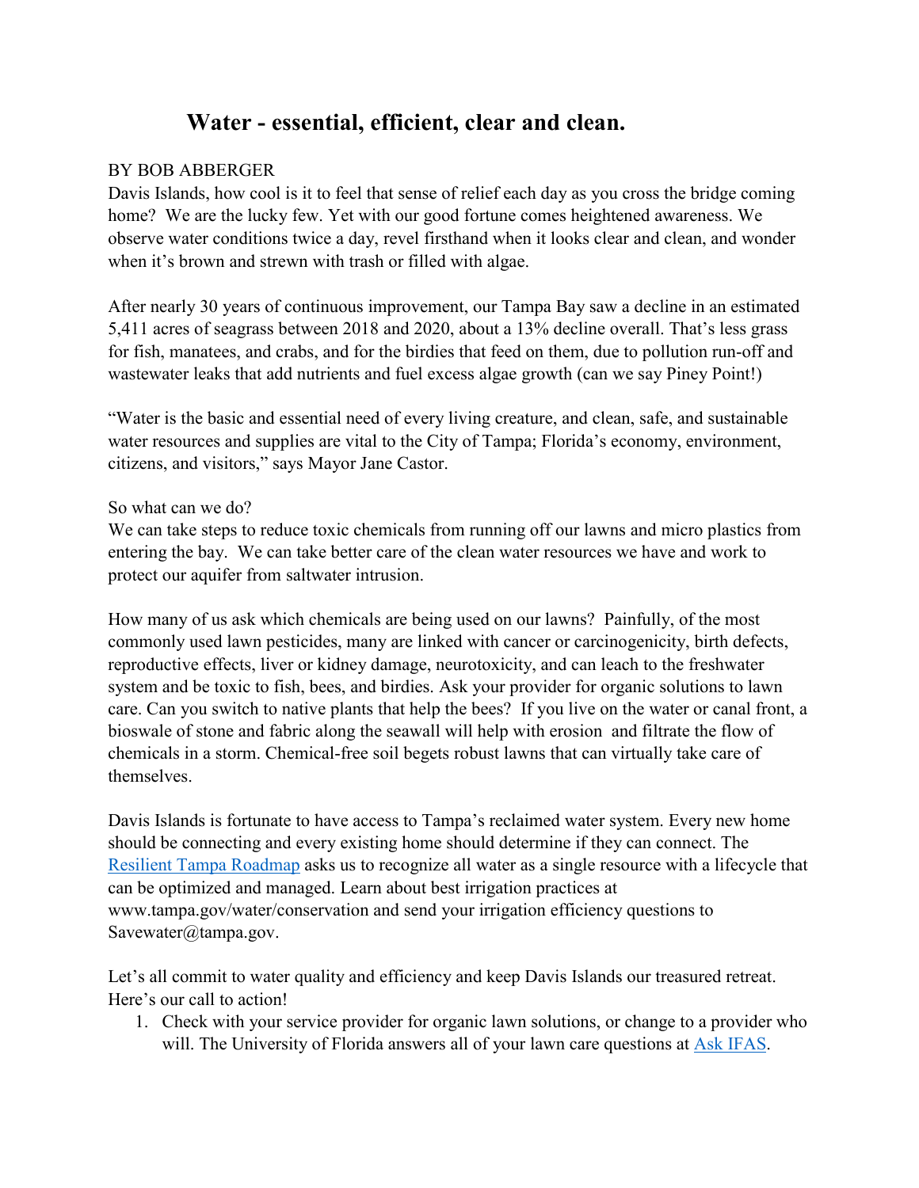# Water - essential, efficient, clear and clean.

BY BOB ABBERGER

Davis Islands, how cool is it to feel that sense of relief each day as you cross the bridge coming home? We are the lucky few. Yet with our good fortune comes heightened awareness. We observe water conditions twice a day, revel firsthand when it looks clear and clean, and wonder when it's brown and strewn with trash or filled with algae.

After nearly 30 years of continuous improvement, our Tampa Bay saw a decline in an estimated 5,411 acres of seagrass between 2018 and 2020, about a 13% decline overall. That's less grass for fish, manatees, and crabs, and for the birdies that feed on them, due to pollution run-off and wastewater leaks that add nutrients and fuel excess algae growth (can we say Piney Point!)

"Water is the basic and essential need of every living creature, and clean, safe, and sustainable water resources and supplies are vital to the City of Tampa; Florida's economy, environment, citizens, and visitors," says Mayor Jane Castor.

So what can we do?

We can take steps to reduce toxic chemicals from running off our lawns and micro plastics from entering the bay. We can take better care of the clean water resources we have and work to protect our aquifer from saltwater intrusion.

How many of us ask which chemicals are being used on our lawns? Painfully, of the most commonly used lawn pesticides, many are linked with cancer or carcinogenicity, birth defects, reproductive effects, liver or kidney damage, neurotoxicity, and can leach to the freshwater system and be toxic to fish, bees, and birdies. Ask your provider for organic solutions to lawn care. Can you switch to native plants that help the bees? If you live on the water or canal front, a bioswale of stone and fabric along the seawall will help with erosion and filtrate the flow of chemicals in a storm. Chemical-free soil begets robust lawns that can virtually take care of themselves.

Davis Islands is fortunate to have access to Tampa's reclaimed water system. Every new home should be connecting and every existing home should determine if they can connect. The Resilient Tampa Roadmap asks us to recognize all water as a single resource with a lifecycle that can be optimized and managed. Learn about best irrigation practices at www.tampa.gov/water/conservation and send your irrigation efficiency questions to Savewater@tampa.gov.

Let's all commit to water quality and efficiency and keep Davis Islands our treasured retreat. Here's our call to action!

1. Check with your service provider for organic lawn solutions, or change to a provider who will. The University of Florida answers all of your lawn care questions at Ask IFAS.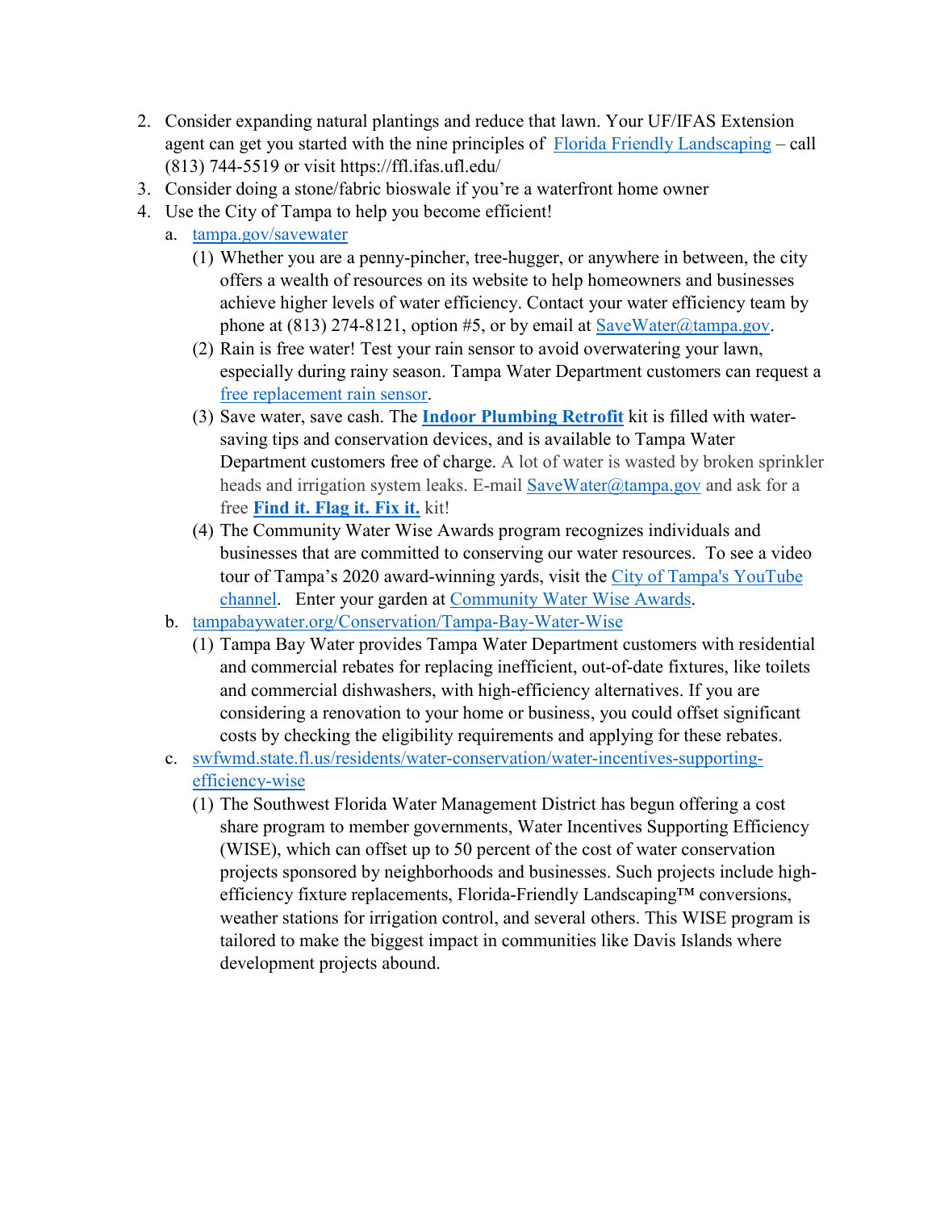2. Consider expanding natural plantings and reduce that lawn. Your UF/IFAS Extension agent can get you started with the nine principles of Florida Friendly Landscaping – call (813) 744-5519 or visit https://ffl.ifas.ufl.edu/
3. Consider doing a stone/fabric bioswale if you're a waterfront home owner
4. Use the City of Tampa to help you become efficient!
   a. tampa.gov/savewater
      (1) Whether you are a penny-pincher, tree-hugger, or anywhere in between, the city offers a wealth of resources on its website to help homeowners and businesses achieve higher levels of water efficiency. Contact your water efficiency team by phone at (813) 274-8121, option #5, or by email at SaveWater@tampa.gov.
      (2) Rain is free water! Test your rain sensor to avoid overwatering your lawn, especially during rainy season. Tampa Water Department customers can request a free replacement rain sensor.
      (3) Save water, save cash. The **Indoor Plumbing Retrofit** kit is filled with water-saving tips and conservation devices, and is available to Tampa Water Department customers free of charge. A lot of water is wasted by broken sprinkler heads and irrigation system leaks. E-mail SaveWater@tampa.gov and ask for a free **Find it. Flag it. Fix it.** kit!
      (4) The Community Water Wise Awards program recognizes individuals and businesses that are committed to conserving our water resources. To see a video tour of Tampa's 2020 award-winning yards, visit the City of Tampa's YouTube channel. Enter your garden at Community Water Wise Awards.
   b. tampabaywater.org/Conservation/Tampa-Bay-Water-Wise
      (1) Tampa Bay Water provides Tampa Water Department customers with residential and commercial rebates for replacing inefficient, out-of-date fixtures, like toilets and commercial dishwashers, with high-efficiency alternatives. If you are considering a renovation to your home or business, you could offset significant costs by checking the eligibility requirements and applying for these rebates.
   c. swfwmd.state.fl.us/residents/water-conservation/water-incentives-supporting-efficiency-wise
      (1) The Southwest Florida Water Management District has begun offering a cost share program to member governments, Water Incentives Supporting Efficiency (WISE), which can offset up to 50 percent of the cost of water conservation projects sponsored by neighborhoods and businesses. Such projects include high-efficiency fixture replacements, Florida-Friendly Landscaping™ conversions, weather stations for irrigation control, and several others. This WISE program is tailored to make the biggest impact in communities like Davis Islands where development projects abound.